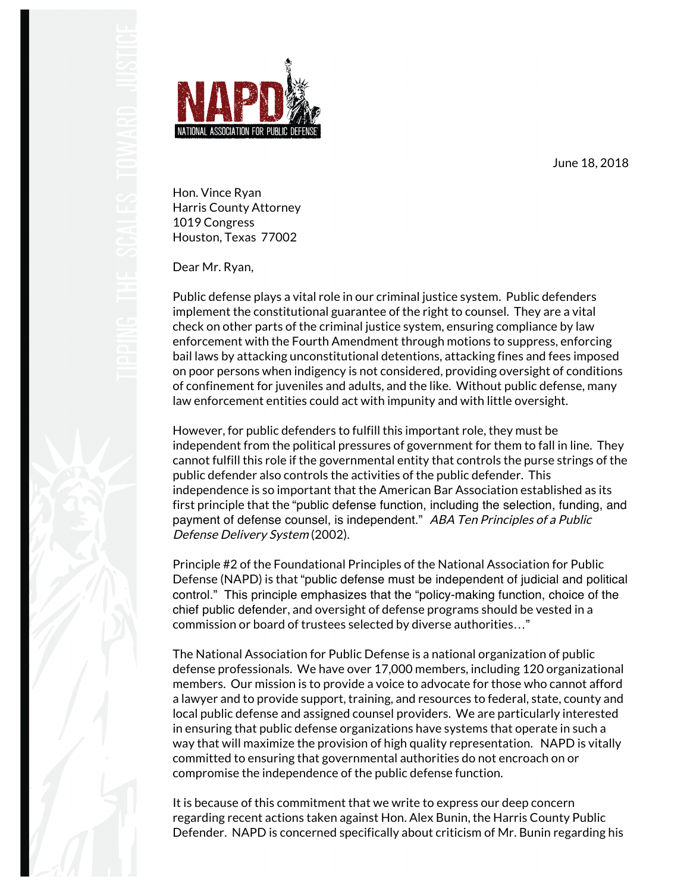NAPD

NATIONAL ASSOCIATION FOR PUBLIC DEFENSE

June 18, 2018

Hon. Vince Ryan
Harris County Attorney
1019 Congress
Houston, Texas 77002

Dear Mr. Ryan,

Public defense plays a vital role in our criminal justice system. Public defenders implement the constitutional guarantee of the right to counsel. They are a vital check on other parts of the criminal justice system, ensuring compliance by law enforcement with the Fourth Amendment through motions to suppress, enforcing bail laws by attacking unconstitutional detentions, attacking fines and fees imposed on poor persons when indigency is not considered, providing oversight of conditions of confinement for juveniles and adults, and the like. Without public defense, many law enforcement entities could act with impunity and with little oversight.

However, for public defenders to fulfill this important role, they must be independent from the political pressures of government for them to fall in line. They cannot fulfill this role if the governmental entity that controls the purse strings of the public defender also controls the activities of the public defender. This independence is so important that the American Bar Association established as its first principle that the "public defense function, including the selection, funding, and payment of defense counsel, is independent." *ABA Ten Principles of a Public Defense Delivery System* (2002).

Principle #2 of the Foundational Principles of the National Association for Public Defense (NAPD) is that "public defense must be independent of judicial and political control." This principle emphasizes that the "policy-making function, choice of the chief public defender, and oversight of defense programs should be vested in a commission or board of trustees selected by diverse authorities…"

The National Association for Public Defense is a national organization of public defense professionals. We have over 17,000 members, including 120 organizational members. Our mission is to provide a voice to advocate for those who cannot afford a lawyer and to provide support, training, and resources to federal, state, county and local public defense and assigned counsel providers. We are particularly interested in ensuring that public defense organizations have systems that operate in such a way that will maximize the provision of high quality representation. NAPD is vitally committed to ensuring that governmental authorities do not encroach on or compromise the independence of the public defense function.

It is because of this commitment that we write to express our deep concern regarding recent actions taken against Hon. Alex Bunin, the Harris County Public Defender. NAPD is concerned specifically about criticism of Mr. Bunin regarding his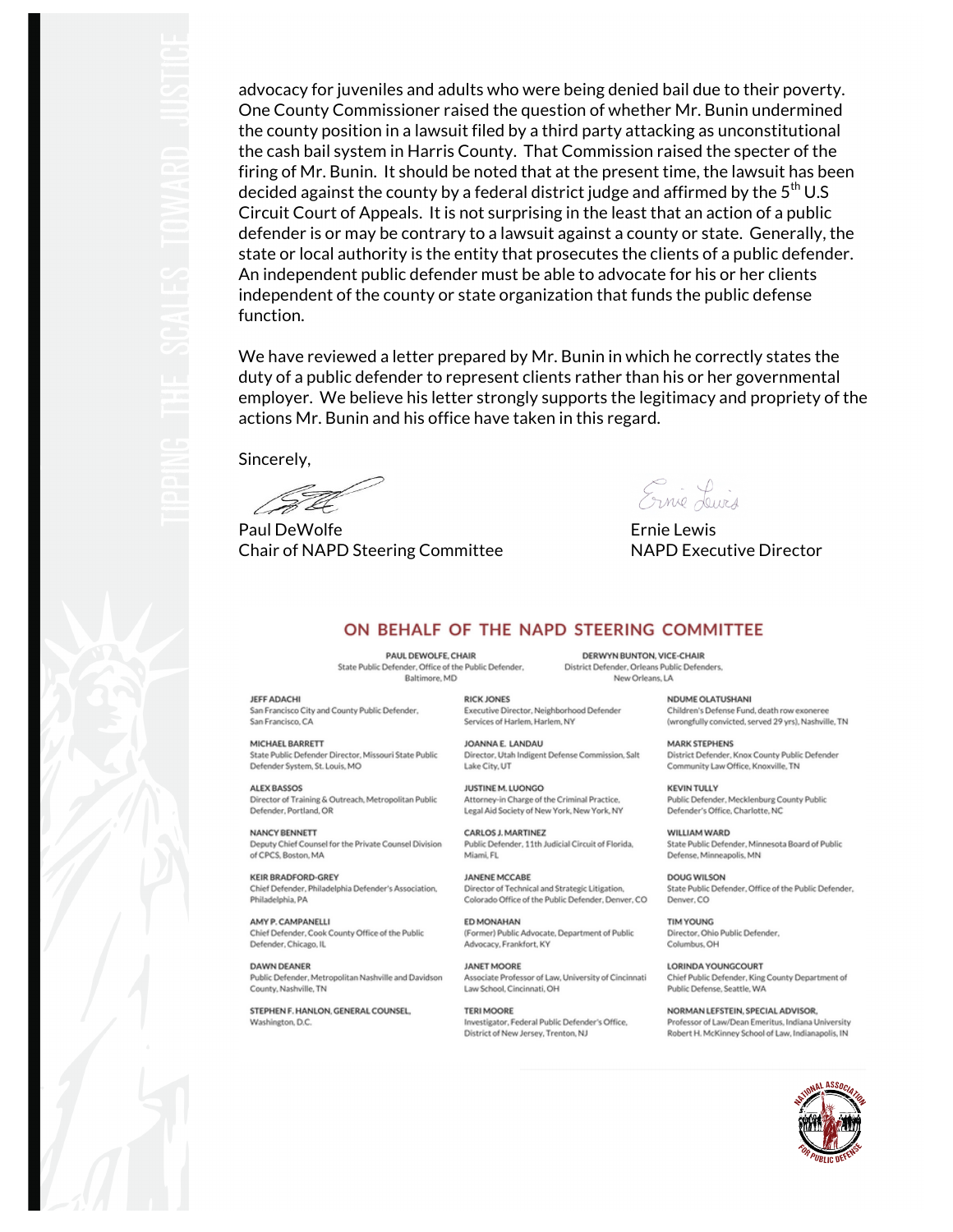advocacy for juveniles and adults who were being denied bail due to their poverty. One County Commissioner raised the question of whether Mr. Bunin undermined the county position in a lawsuit filed by a third party attacking as unconstitutional the cash bail system in Harris County. That Commission raised the specter of the firing of Mr. Bunin. It should be noted that at the present time, the lawsuit has been decided against the county by a federal district judge and affirmed by the 5th U.S Circuit Court of Appeals. It is not surprising in the least that an action of a public defender is or may be contrary to a lawsuit against a county or state. Generally, the state or local authority is the entity that prosecutes the clients of a public defender. An independent public defender must be able to advocate for his or her clients independent of the county or state organization that funds the public defense function.

We have reviewed a letter prepared by Mr. Bunin in which he correctly states the duty of a public defender to represent clients rather than his or her governmental employer. We believe his letter strongly supports the legitimacy and propriety of the actions Mr. Bunin and his office have taken in this regard.

Sincerely,

Paul DeWolfe
Chair of NAPD Steering Committee

Ernie Lewis
NAPD Executive Director

## ON BEHALF OF THE NAPD STEERING COMMITTEE

**PAUL DEWOLFE, CHAIR**
State Public Defender, Office of the Public Defender, Baltimore, MD

**DERWYN BUNTON, VICE-CHAIR**
District Defender, Orleans Public Defenders, New Orleans, LA

**JEFF ADACHI**
San Francisco City and County Public Defender, San Francisco, CA

**MICHAEL BARRETT**
State Public Defender Director, Missouri State Public Defender System, St. Louis, MO

**ALEX BASSOS**
Director of Training & Outreach, Metropolitan Public Defender, Portland, OR

**NANCY BENNETT**
Deputy Chief Counsel for the Private Counsel Division of CPCS, Boston, MA

**KEIR BRADFORD-GREY**
Chief Defender, Philadelphia Defender's Association, Philadelphia, PA

**AMY P. CAMPANELLI**
Chief Defender, Cook County Office of the Public Defender, Chicago, IL

**DAWN DEANER**
Public Defender, Metropolitan Nashville and Davidson County, Nashville, TN

**STEPHEN F. HANLON, GENERAL COUNSEL,**
Washington, D.C.

**RICK JONES**
Executive Director, Neighborhood Defender Services of Harlem, Harlem, NY

**JOANNA E. LANDAU**
Director, Utah Indigent Defense Commission, Salt Lake City, UT

**JUSTINE M. LUONGO**
Attorney-in Charge of the Criminal Practice, Legal Aid Society of New York, New York, NY

**CARLOS J. MARTINEZ**
Public Defender, 11th Judicial Circuit of Florida, Miami, FL

**JANENE MCCABE**
Director of Technical and Strategic Litigation, Colorado Office of the Public Defender, Denver, CO

**ED MONAHAN**
(Former) Public Advocate, Department of Public Advocacy, Frankfort, KY

**JANET MOORE**
Associate Professor of Law, University of Cincinnati Law School, Cincinnati, OH

**TERI MOORE**
Investigator, Federal Public Defender's Office, District of New Jersey, Trenton, NJ

**NDUME OLATUSHANI**
Children's Defense Fund, death row exoneree (wrongfully convicted, served 29 yrs), Nashville, TN

**MARK STEPHENS**
District Defender, Knox County Public Defender Community Law Office, Knoxville, TN

**KEVIN TULLY**
Public Defender, Mecklenburg County Public Defender's Office, Charlotte, NC

**WILLIAM WARD**
State Public Defender, Minnesota Board of Public Defense, Minneapolis, MN

**DOUG WILSON**
State Public Defender, Office of the Public Defender, Denver, CO

**TIM YOUNG**
Director, Ohio Public Defender, Columbus, OH

**LORINDA YOUNGCOURT**
Chief Public Defender, King County Department of Public Defense, Seattle, WA

**NORMAN LEFSTEIN, SPECIAL ADVISOR,**
Professor of Law/Dean Emeritus, Indiana University Robert H. McKinney School of Law, Indianapolis, IN